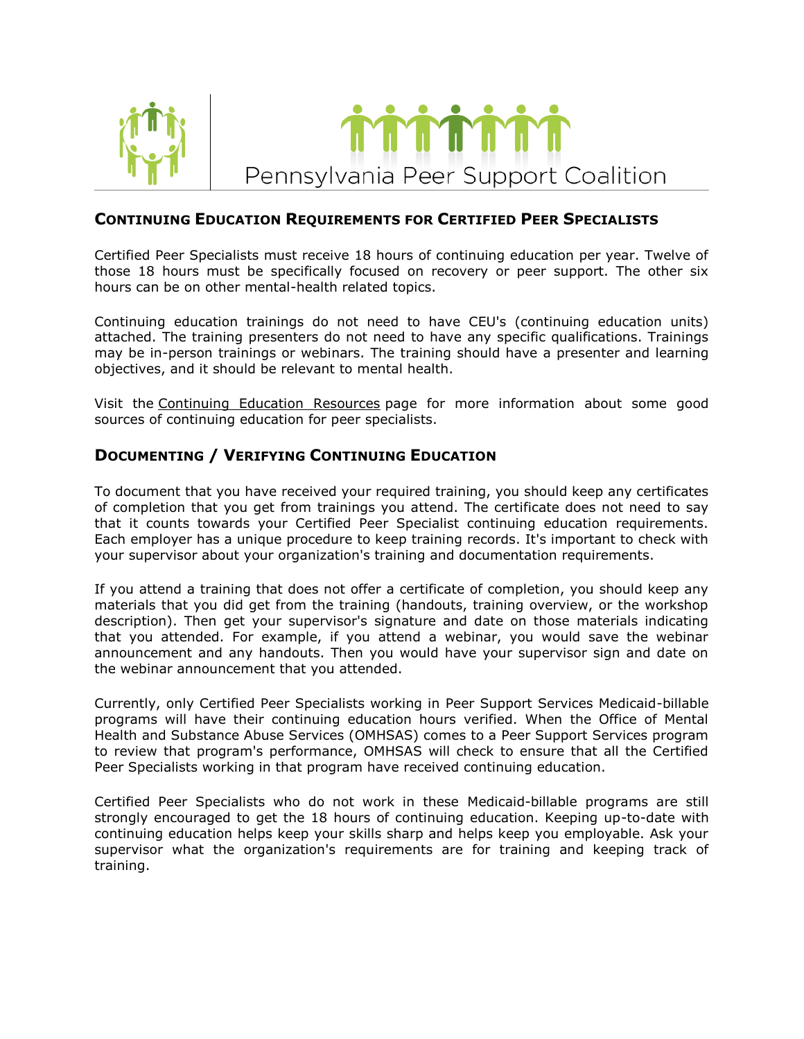Pennsylvania Peer Support Coalition

## Continuing Education Requirements for Certified Peer Specialists

Certified Peer Specialists must receive 18 hours of continuing education per year. Twelve of those 18 hours must be specifically focused on recovery or peer support. The other six hours can be on other mental-health related topics.

Continuing education trainings do not need to have CEU's (continuing education units) attached. The training presenters do not need to have any specific qualifications. Trainings may be in-person trainings or webinars. The training should have a presenter and learning objectives, and it should be relevant to mental health.

Visit the Continuing Education Resources page for more information about some good sources of continuing education for peer specialists.

## Documenting / Verifying Continuing Education

To document that you have received your required training, you should keep any certificates of completion that you get from trainings you attend. The certificate does not need to say that it counts towards your Certified Peer Specialist continuing education requirements. Each employer has a unique procedure to keep training records. It's important to check with your supervisor about your organization's training and documentation requirements.

If you attend a training that does not offer a certificate of completion, you should keep any materials that you did get from the training (handouts, training overview, or the workshop description). Then get your supervisor's signature and date on those materials indicating that you attended. For example, if you attend a webinar, you would save the webinar announcement and any handouts. Then you would have your supervisor sign and date on the webinar announcement that you attended.

Currently, only Certified Peer Specialists working in Peer Support Services Medicaid-billable programs will have their continuing education hours verified. When the Office of Mental Health and Substance Abuse Services (OMHSAS) comes to a Peer Support Services program to review that program's performance, OMHSAS will check to ensure that all the Certified Peer Specialists working in that program have received continuing education.

Certified Peer Specialists who do not work in these Medicaid-billable programs are still strongly encouraged to get the 18 hours of continuing education. Keeping up-to-date with continuing education helps keep your skills sharp and helps keep you employable. Ask your supervisor what the organization's requirements are for training and keeping track of training.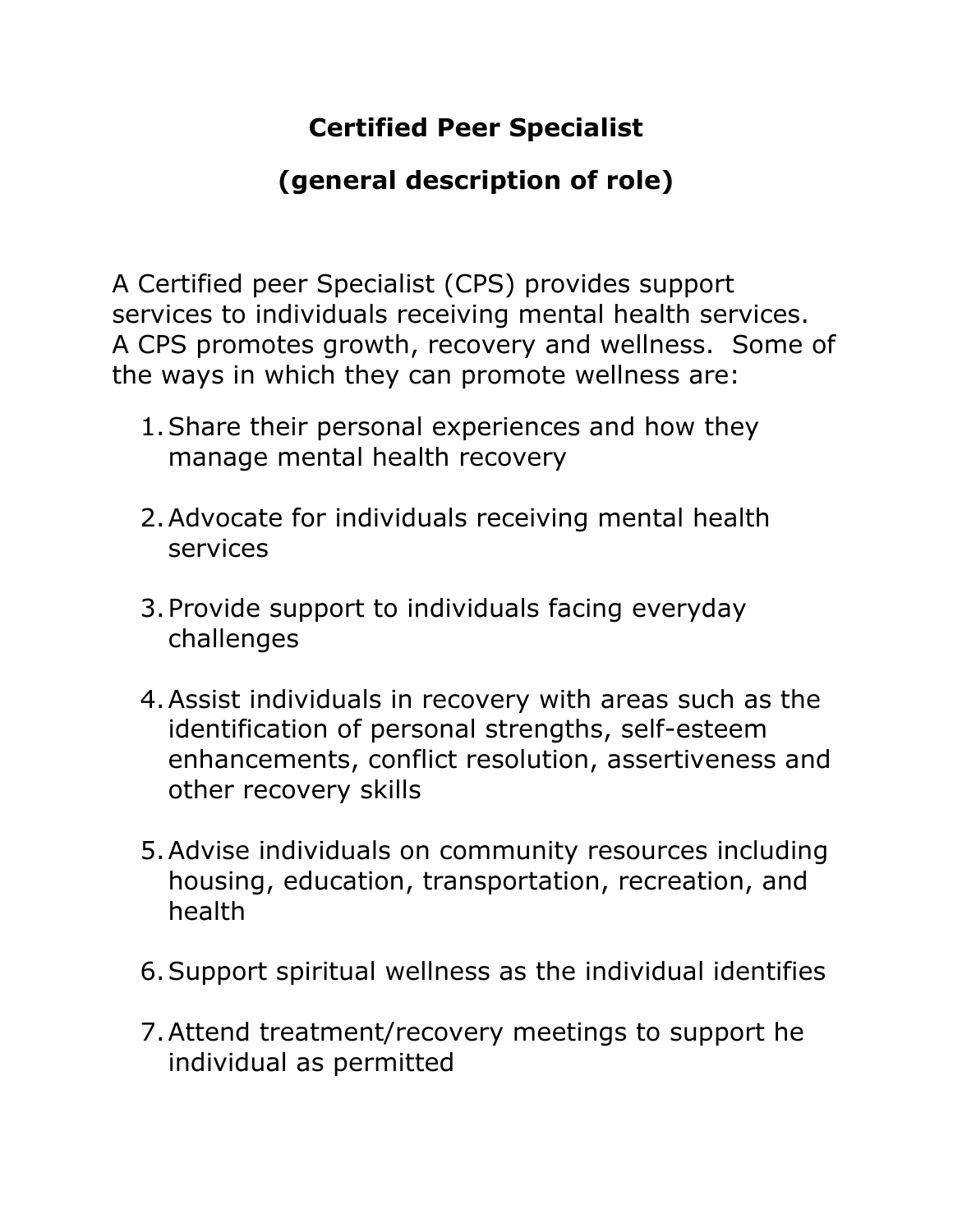# Certified Peer Specialist

## (general description of role)

A Certified peer Specialist (CPS) provides support services to individuals receiving mental health services. A CPS promotes growth, recovery and wellness. Some of the ways in which they can promote wellness are:

1. Share their personal experiences and how they manage mental health recovery

2. Advocate for individuals receiving mental health services

3. Provide support to individuals facing everyday challenges

4. Assist individuals in recovery with areas such as the identification of personal strengths, self-esteem enhancements, conflict resolution, assertiveness and other recovery skills

5. Advise individuals on community resources including housing, education, transportation, recreation, and health

6. Support spiritual wellness as the individual identifies

7. Attend treatment/recovery meetings to support he individual as permitted